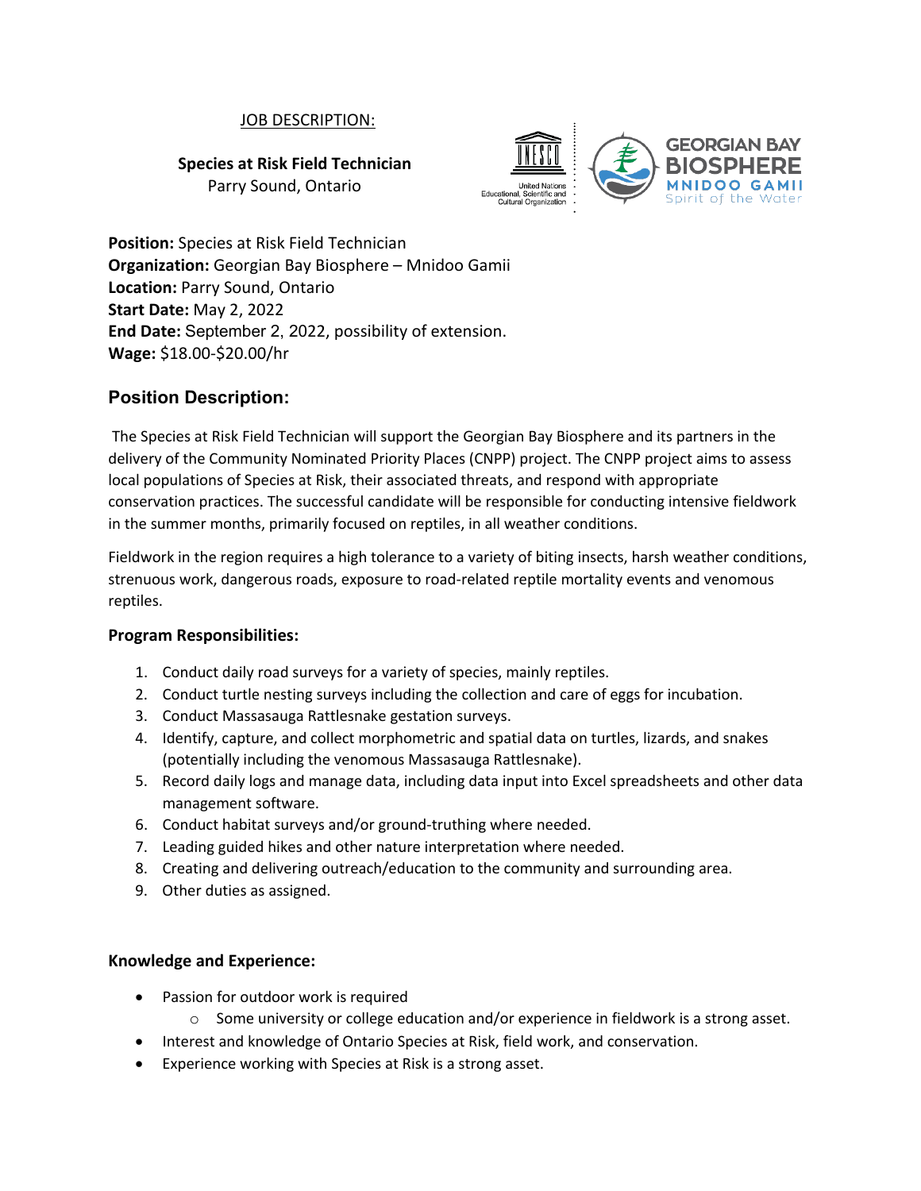JOB DESCRIPTION:

**Species at Risk Field Technician**
Parry Sound, Ontario

**Position:** Species at Risk Field Technician
**Organization:** Georgian Bay Biosphere – Mnidoo Gamii
**Location:** Parry Sound, Ontario
**Start Date:** May 2, 2022
**End Date:** September 2, 2022, possibility of extension.
**Wage:** $18.00-$20.00/hr

## Position Description:

The Species at Risk Field Technician will support the Georgian Bay Biosphere and its partners in the delivery of the Community Nominated Priority Places (CNPP) project. The CNPP project aims to assess local populations of Species at Risk, their associated threats, and respond with appropriate conservation practices. The successful candidate will be responsible for conducting intensive fieldwork in the summer months, primarily focused on reptiles, in all weather conditions.

Fieldwork in the region requires a high tolerance to a variety of biting insects, harsh weather conditions, strenuous work, dangerous roads, exposure to road-related reptile mortality events and venomous reptiles.

### Program Responsibilities:

1. Conduct daily road surveys for a variety of species, mainly reptiles.
2. Conduct turtle nesting surveys including the collection and care of eggs for incubation.
3. Conduct Massasauga Rattlesnake gestation surveys.
4. Identify, capture, and collect morphometric and spatial data on turtles, lizards, and snakes (potentially including the venomous Massasauga Rattlesnake).
5. Record daily logs and manage data, including data input into Excel spreadsheets and other data management software.
6. Conduct habitat surveys and/or ground-truthing where needed.
7. Leading guided hikes and other nature interpretation where needed.
8. Creating and delivering outreach/education to the community and surrounding area.
9. Other duties as assigned.

### Knowledge and Experience:

- Passion for outdoor work is required
  - Some university or college education and/or experience in fieldwork is a strong asset.
- Interest and knowledge of Ontario Species at Risk, field work, and conservation.
- Experience working with Species at Risk is a strong asset.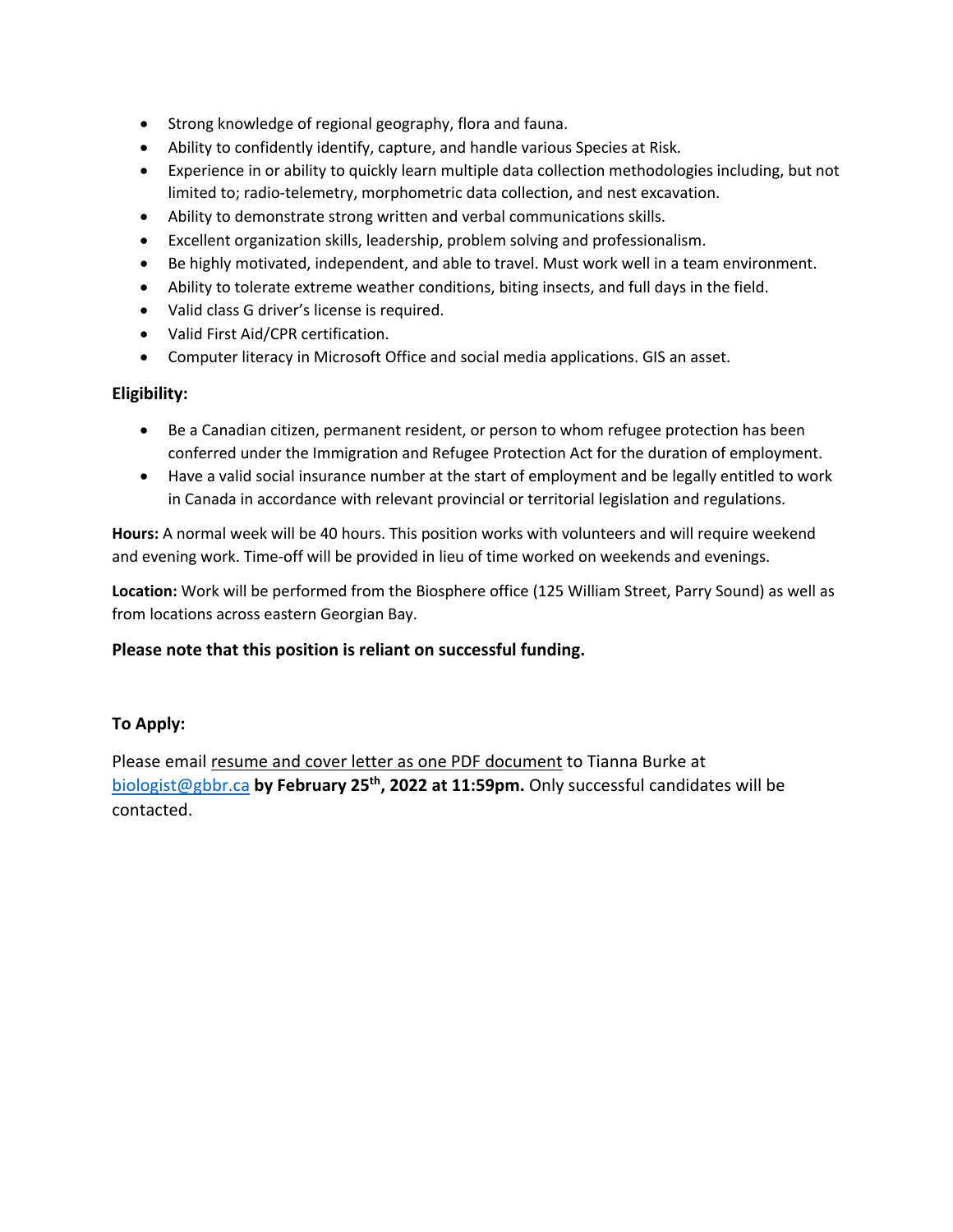- Strong knowledge of regional geography, flora and fauna.
- Ability to confidently identify, capture, and handle various Species at Risk.
- Experience in or ability to quickly learn multiple data collection methodologies including, but not limited to; radio-telemetry, morphometric data collection, and nest excavation.
- Ability to demonstrate strong written and verbal communications skills.
- Excellent organization skills, leadership, problem solving and professionalism.
- Be highly motivated, independent, and able to travel. Must work well in a team environment.
- Ability to tolerate extreme weather conditions, biting insects, and full days in the field.
- Valid class G driver's license is required.
- Valid First Aid/CPR certification.
- Computer literacy in Microsoft Office and social media applications. GIS an asset.

**Eligibility:**

- Be a Canadian citizen, permanent resident, or person to whom refugee protection has been conferred under the Immigration and Refugee Protection Act for the duration of employment.
- Have a valid social insurance number at the start of employment and be legally entitled to work in Canada in accordance with relevant provincial or territorial legislation and regulations.

**Hours:** A normal week will be 40 hours. This position works with volunteers and will require weekend and evening work. Time-off will be provided in lieu of time worked on weekends and evenings.

**Location:** Work will be performed from the Biosphere office (125 William Street, Parry Sound) as well as from locations across eastern Georgian Bay.

**Please note that this position is reliant on successful funding.**

**To Apply:**

Please email resume and cover letter as one PDF document to Tianna Burke at biologist@gbbr.ca **by February 25th, 2022 at 11:59pm.** Only successful candidates will be contacted.